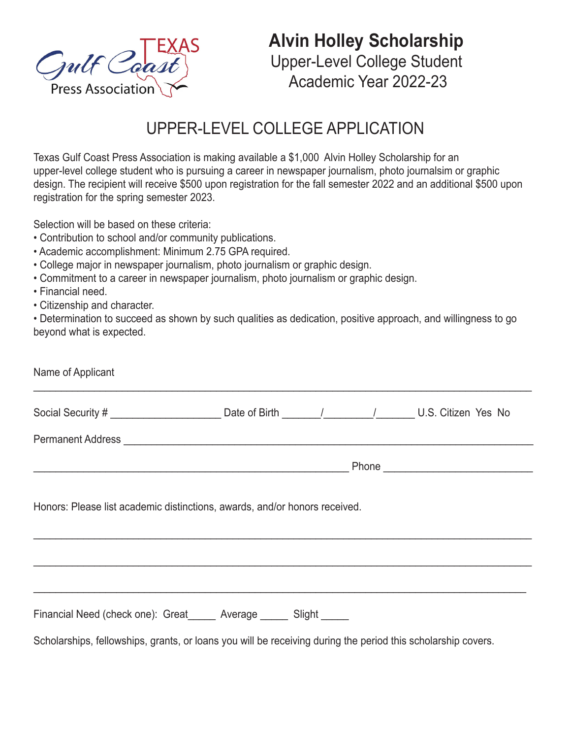Texas Gulf Coast Press Association

# Alvin Holley Scholarship

Upper-Level College Student
Academic Year 2022-23

## UPPER-LEVEL COLLEGE APPLICATION

Texas Gulf Coast Press Association is making available a $1,000 Alvin Holley Scholarship for an upper-level college student who is pursuing a career in newspaper journalism, photo journalsim or graphic design. The recipient will receive $500 upon registration for the fall semester 2022 and an additional $500 upon registration for the spring semester 2023.

Selection will be based on these criteria:

- Contribution to school and/or community publications.
- Academic accomplishment: Minimum 2.75 GPA required.
- College major in newspaper journalism, photo journalism or graphic design.
- Commitment to a career in newspaper journalism, photo journalism or graphic design.
- Financial need.
- Citizenship and character.
- Determination to succeed as shown by such qualities as dedication, positive approach, and willingness to go beyond what is expected.

Name of Applicant

___________________________________________________________________________

Social Security # ____________________ Date of Birth _______/________/_______ U.S. Citizen Yes No

Permanent Address ___________________________________________________________

_______________________________________________ Phone _________________________

Honors: Please list academic distinctions, awards, and/or honors received.

___________________________________________________________________________

___________________________________________________________________________

___________________________________________________________________________

Financial Need (check one): Great_____ Average _____ Slight _____

Scholarships, fellowships, grants, or loans you will be receiving during the period this scholarship covers.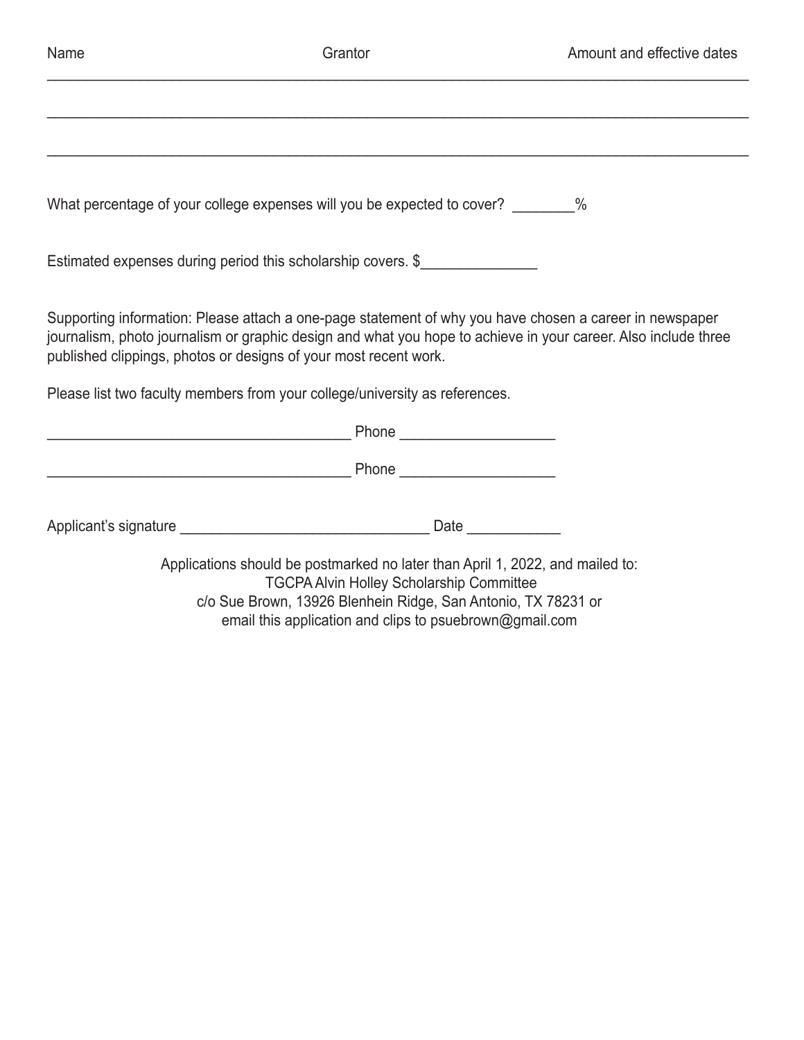| Name | Grantor | Amount and effective dates |
| --- | --- | --- |
| | | |
| | | |
| | | |

What percentage of your college expenses will you be expected to cover? ________%

Estimated expenses during period this scholarship covers. $_______________

Supporting information: Please attach a one-page statement of why you have chosen a career in newspaper journalism, photo journalism or graphic design and what you hope to achieve in your career. Also include three published clippings, photos or designs of your most recent work.

Please list two faculty members from your college/university as references.

_______________________________________ Phone ____________________

_______________________________________ Phone ____________________

Applicant's signature ________________________________ Date ____________

Applications should be postmarked no later than April 1, 2022, and mailed to:
TGCPA Alvin Holley Scholarship Committee
c/o Sue Brown, 13926 Blenhein Ridge, San Antonio, TX 78231 or
email this application and clips to psuebrown@gmail.com